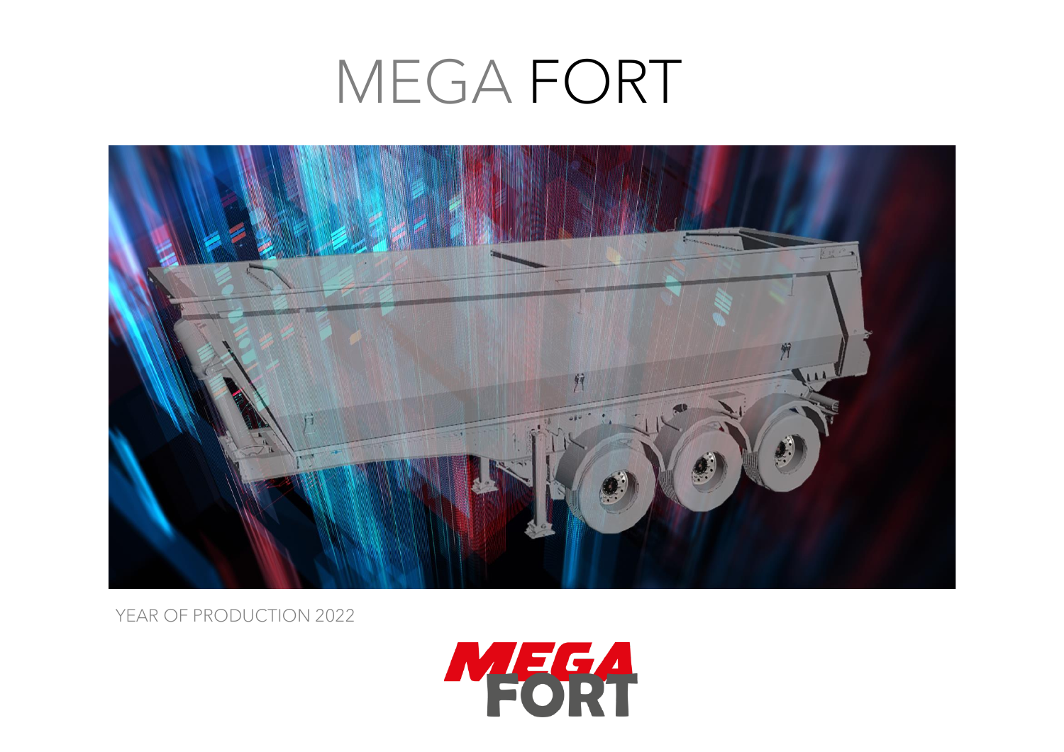# MEGA FORT

YEAR OF PRODUCTION 2022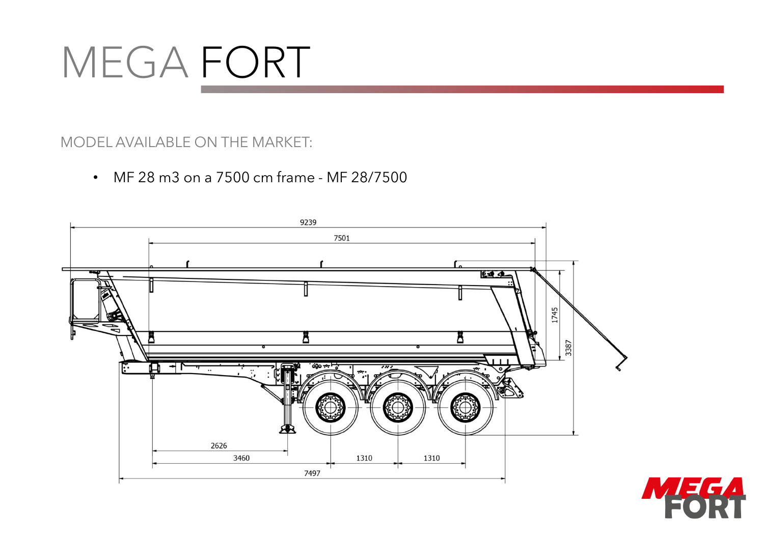# MEGA FORT

MODEL AVAILABLE ON THE MARKET:

- MF 28 m3 on a 7500 cm frame - MF 28/7500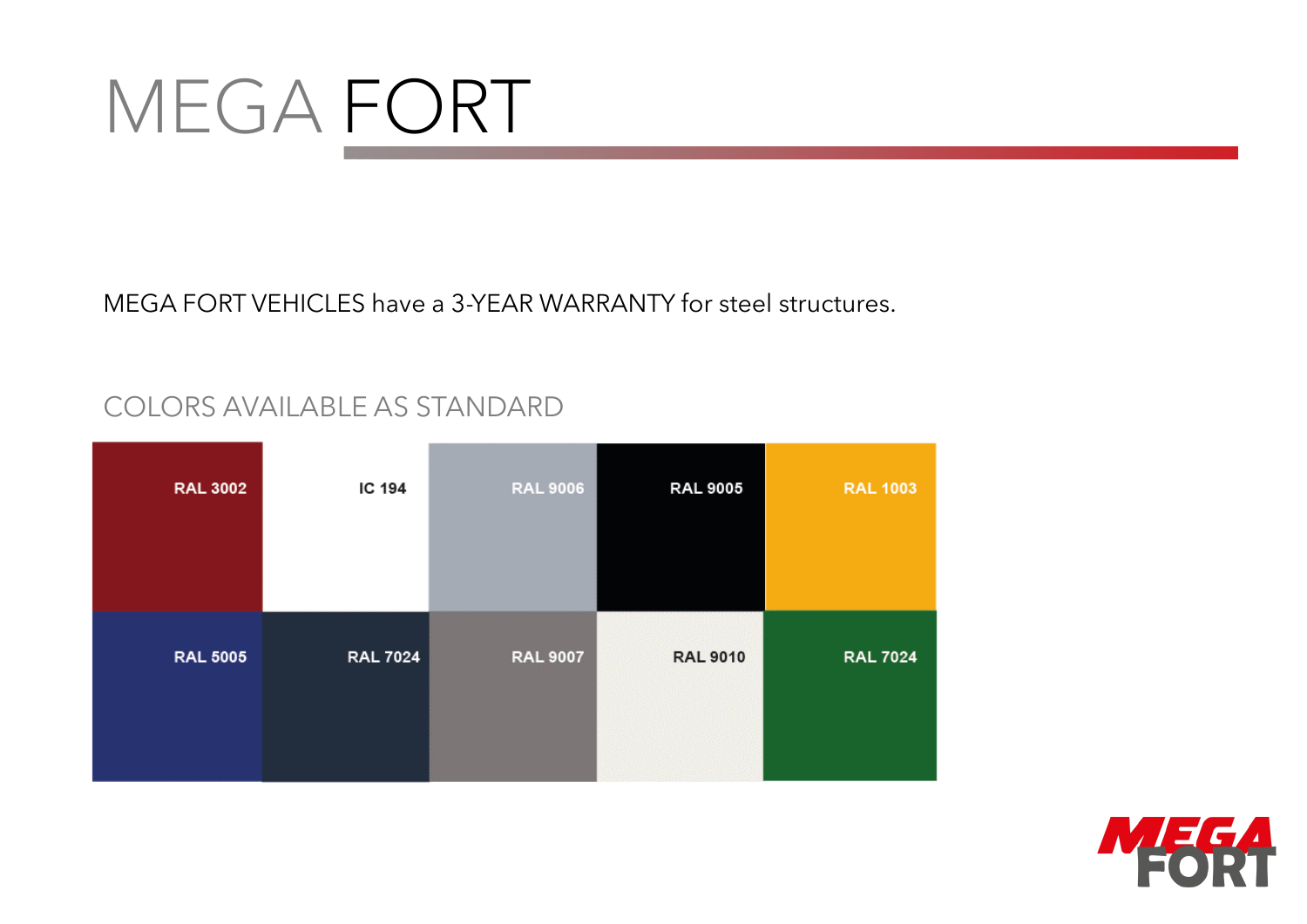# MEGA FORT

MEGA FORT VEHICLES have a 3-YEAR WARRANTY for steel structures.

## COLORS AVAILABLE AS STANDARD

| | | | | |
|---|---|---|---|---|
| RAL 3002 | IC 194 | RAL 9006 | RAL 9005 | RAL 1003 |
| RAL 5005 | RAL 7024 | RAL 9007 | RAL 9010 | RAL 7024 |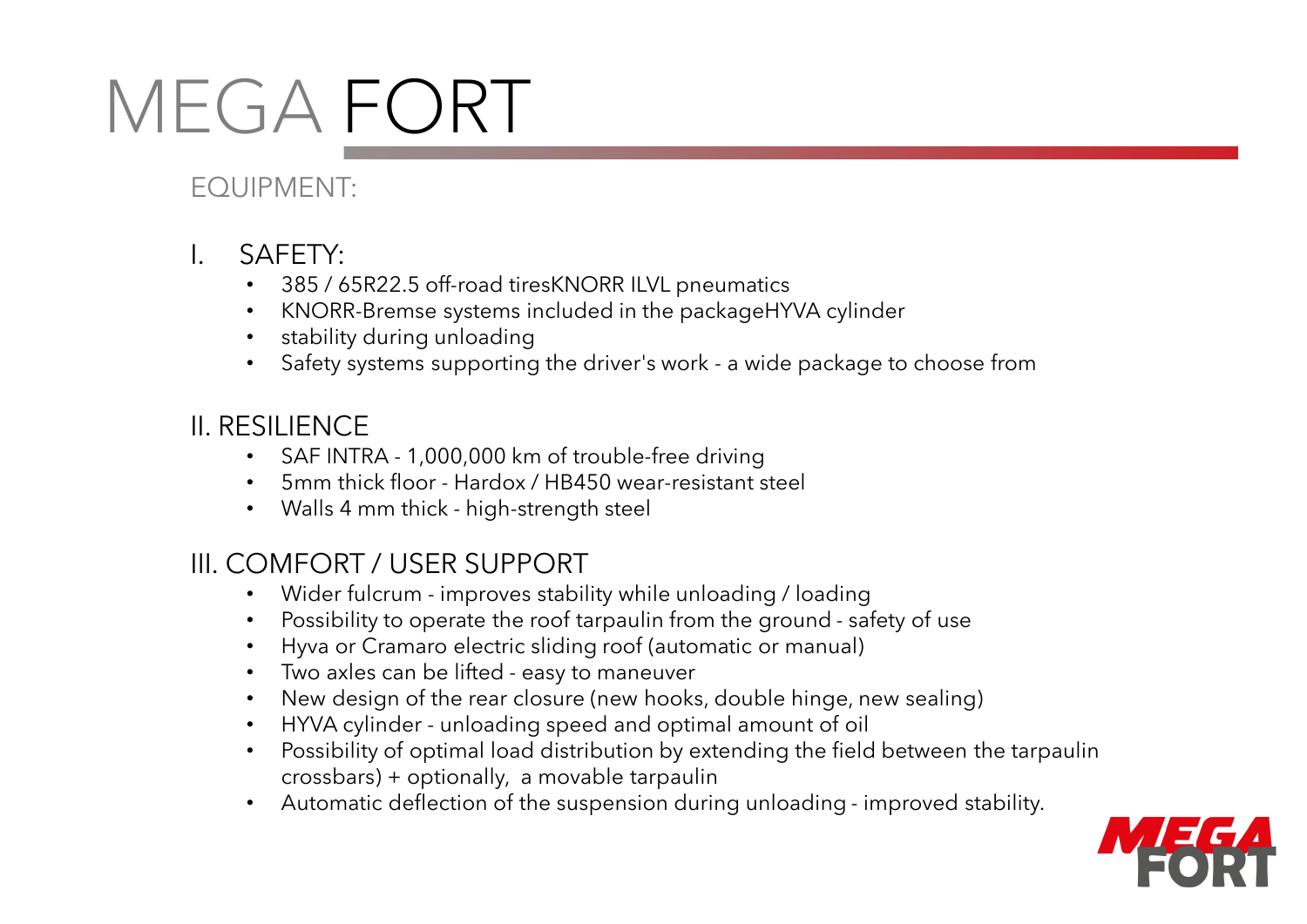# MEGA FORT

## EQUIPMENT:

### I. SAFETY:

- 385 / 65R22.5 off-road tiresKNORR ILVL pneumatics
- KNORR-Bremse systems included in the packageHYVA cylinder
- stability during unloading
- Safety systems supporting the driver's work - a wide package to choose from

### II. RESILIENCE

- SAF INTRA - 1,000,000 km of trouble-free driving
- 5mm thick floor - Hardox / HB450 wear-resistant steel
- Walls 4 mm thick - high-strength steel

### III. COMFORT / USER SUPPORT

- Wider fulcrum - improves stability while unloading / loading
- Possibility to operate the roof tarpaulin from the ground - safety of use
- Hyva or Cramaro electric sliding roof (automatic or manual)
- Two axles can be lifted - easy to maneuver
- New design of the rear closure (new hooks, double hinge, new sealing)
- HYVA cylinder - unloading speed and optimal amount of oil
- Possibility of optimal load distribution by extending the field between the tarpaulin crossbars) + optionally, a movable tarpaulin
- Automatic deflection of the suspension during unloading - improved stability.

MEGA FORT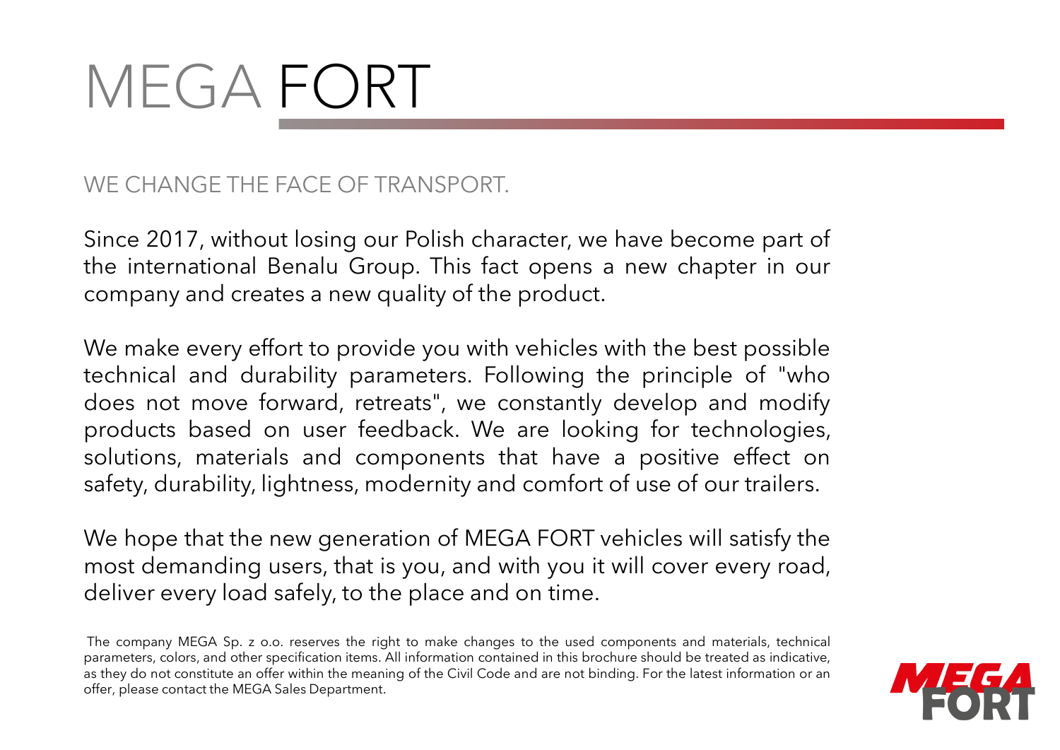# MEGA FORT

## WE CHANGE THE FACE OF TRANSPORT.

Since 2017, without losing our Polish character, we have become part of the international Benalu Group. This fact opens a new chapter in our company and creates a new quality of the product.

We make every effort to provide you with vehicles with the best possible technical and durability parameters. Following the principle of "who does not move forward, retreats", we constantly develop and modify products based on user feedback. We are looking for technologies, solutions, materials and components that have a positive effect on safety, durability, lightness, modernity and comfort of use of our trailers.

We hope that the new generation of MEGA FORT vehicles will satisfy the most demanding users, that is you, and with you it will cover every road, deliver every load safely, to the place and on time.

The company MEGA Sp. z o.o. reserves the right to make changes to the used components and materials, technical parameters, colors, and other specification items. All information contained in this brochure should be treated as indicative, as they do not constitute an offer within the meaning of the Civil Code and are not binding. For the latest information or an offer, please contact the MEGA Sales Department.

MEGA FORT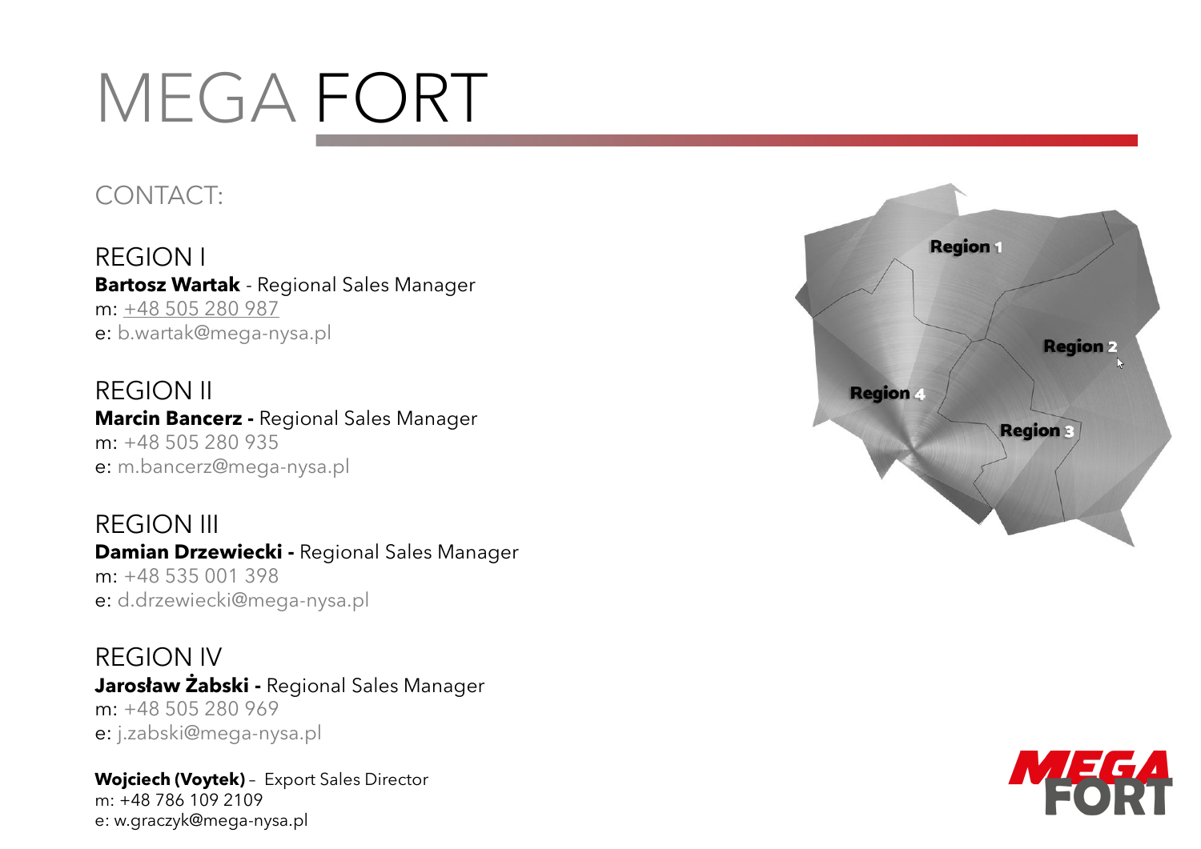# MEGA FORT

CONTACT:

## REGION I

**Bartosz Wartak** - Regional Sales Manager
m: +48 505 280 987
e: b.wartak@mega-nysa.pl

## REGION II

**Marcin Bancerz -** Regional Sales Manager
m: +48 505 280 935
e: m.bancerz@mega-nysa.pl

## REGION III

**Damian Drzewiecki -** Regional Sales Manager
m: +48 535 001 398
e: d.drzewiecki@mega-nysa.pl

## REGION IV

**Jarosław Żabski -** Regional Sales Manager
m: +48 505 280 969
e: j.zabski@mega-nysa.pl

**Wojciech (Voytek)** – Export Sales Director
m: +48 786 109 2109
e: w.graczyk@mega-nysa.pl

Region 1

Region 2

Region 3

Region 4

MEGA FORT